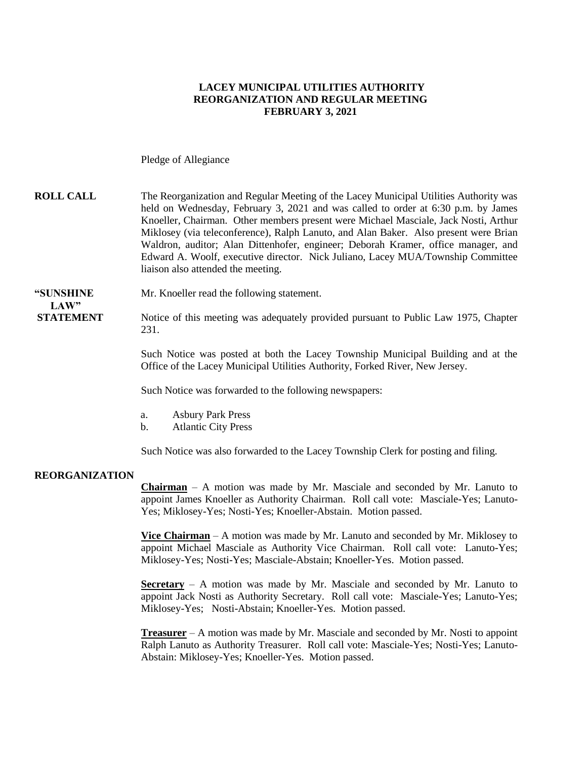# LACEY MUNICIPAL UTILITIES AUTHORITY
## REORGANIZATION AND REGULAR MEETING
## FEBRUARY 3, 2021

Pledge of Allegiance

**ROLL CALL** The Reorganization and Regular Meeting of the Lacey Municipal Utilities Authority was held on Wednesday, February 3, 2021 and was called to order at 6:30 p.m. by James Knoeller, Chairman. Other members present were Michael Masciale, Jack Nosti, Arthur Miklosey (via teleconference), Ralph Lanuto, and Alan Baker. Also present were Brian Waldron, auditor; Alan Dittenhofer, engineer; Deborah Kramer, office manager, and Edward A. Woolf, executive director. Nick Juliano, Lacey MUA/Township Committee liaison also attended the meeting.

**"SUNSHINE LAW" STATEMENT** Mr. Knoeller read the following statement.

Notice of this meeting was adequately provided pursuant to Public Law 1975, Chapter 231.

Such Notice was posted at both the Lacey Township Municipal Building and at the Office of the Lacey Municipal Utilities Authority, Forked River, New Jersey.

Such Notice was forwarded to the following newspapers:

a. Asbury Park Press
b. Atlantic City Press

Such Notice was also forwarded to the Lacey Township Clerk for posting and filing.

**REORGANIZATION**

**Chairman** – A motion was made by Mr. Masciale and seconded by Mr. Lanuto to appoint James Knoeller as Authority Chairman. Roll call vote: Masciale-Yes; Lanuto-Yes; Miklosey-Yes; Nosti-Yes; Knoeller-Abstain. Motion passed.

**Vice Chairman** – A motion was made by Mr. Lanuto and seconded by Mr. Miklosey to appoint Michael Masciale as Authority Vice Chairman. Roll call vote: Lanuto-Yes; Miklosey-Yes; Nosti-Yes; Masciale-Abstain; Knoeller-Yes. Motion passed.

**Secretary** – A motion was made by Mr. Masciale and seconded by Mr. Lanuto to appoint Jack Nosti as Authority Secretary. Roll call vote: Masciale-Yes; Lanuto-Yes; Miklosey-Yes; Nosti-Abstain; Knoeller-Yes. Motion passed.

**Treasurer** – A motion was made by Mr. Masciale and seconded by Mr. Nosti to appoint Ralph Lanuto as Authority Treasurer. Roll call vote: Masciale-Yes; Nosti-Yes; Lanuto-Abstain: Miklosey-Yes; Knoeller-Yes. Motion passed.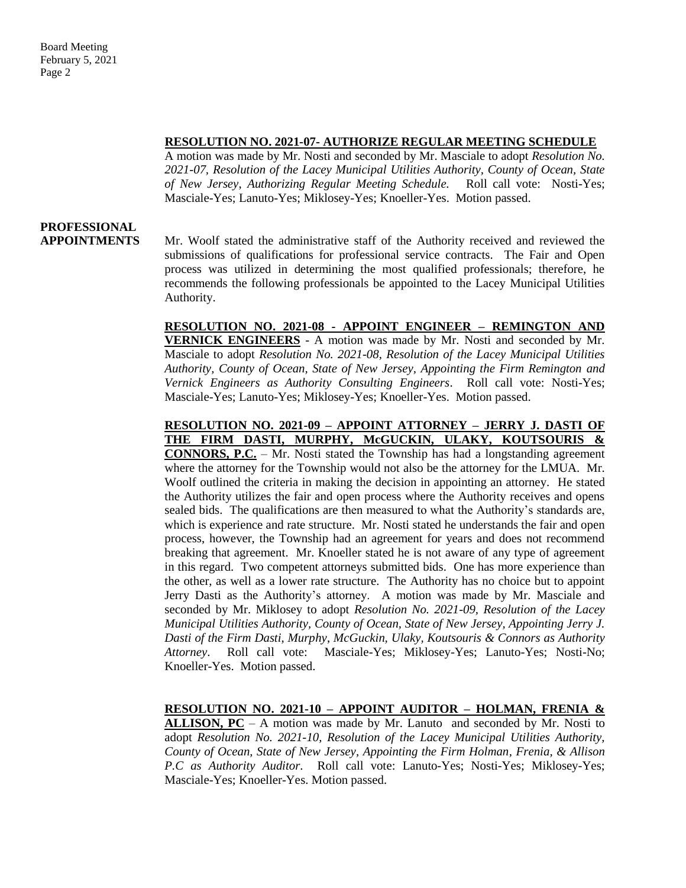**RESOLUTION NO. 2021-07- AUTHORIZE REGULAR MEETING SCHEDULE**

A motion was made by Mr. Nosti and seconded by Mr. Masciale to adopt *Resolution No. 2021-07, Resolution of the Lacey Municipal Utilities Authority, County of Ocean, State of New Jersey, Authorizing Regular Meeting Schedule.* Roll call vote: Nosti-Yes; Masciale-Yes; Lanuto-Yes; Miklosey-Yes; Knoeller-Yes. Motion passed.

**PROFESSIONAL APPOINTMENTS**

Mr. Woolf stated the administrative staff of the Authority received and reviewed the submissions of qualifications for professional service contracts. The Fair and Open process was utilized in determining the most qualified professionals; therefore, he recommends the following professionals be appointed to the Lacey Municipal Utilities Authority.

**RESOLUTION NO. 2021-08 - APPOINT ENGINEER – REMINGTON AND VERNICK ENGINEERS** - A motion was made by Mr. Nosti and seconded by Mr. Masciale to adopt *Resolution No. 2021-08, Resolution of the Lacey Municipal Utilities Authority, County of Ocean, State of New Jersey, Appointing the Firm Remington and Vernick Engineers as Authority Consulting Engineers*. Roll call vote: Nosti-Yes; Masciale-Yes; Lanuto-Yes; Miklosey-Yes; Knoeller-Yes. Motion passed.

**RESOLUTION NO. 2021-09 – APPOINT ATTORNEY – JERRY J. DASTI OF THE FIRM DASTI, MURPHY, McGUCKIN, ULAKY, KOUTSOURIS & CONNORS, P.C.** – Mr. Nosti stated the Township has had a longstanding agreement where the attorney for the Township would not also be the attorney for the LMUA. Mr. Woolf outlined the criteria in making the decision in appointing an attorney. He stated the Authority utilizes the fair and open process where the Authority receives and opens sealed bids. The qualifications are then measured to what the Authority's standards are, which is experience and rate structure. Mr. Nosti stated he understands the fair and open process, however, the Township had an agreement for years and does not recommend breaking that agreement. Mr. Knoeller stated he is not aware of any type of agreement in this regard. Two competent attorneys submitted bids. One has more experience than the other, as well as a lower rate structure. The Authority has no choice but to appoint Jerry Dasti as the Authority's attorney. A motion was made by Mr. Masciale and seconded by Mr. Miklosey to adopt *Resolution No. 2021-09, Resolution of the Lacey Municipal Utilities Authority, County of Ocean, State of New Jersey, Appointing Jerry J. Dasti of the Firm Dasti, Murphy, McGuckin, Ulaky, Koutsouris & Connors as Authority Attorney*. Roll call vote: Masciale-Yes; Miklosey-Yes; Lanuto-Yes; Nosti-No; Knoeller-Yes. Motion passed.

**RESOLUTION NO. 2021-10 – APPOINT AUDITOR – HOLMAN, FRENIA & ALLISON, PC** – A motion was made by Mr. Lanuto and seconded by Mr. Nosti to adopt *Resolution No. 2021-10, Resolution of the Lacey Municipal Utilities Authority, County of Ocean, State of New Jersey, Appointing the Firm Holman, Frenia, & Allison P.C as Authority Auditor*. Roll call vote: Lanuto-Yes; Nosti-Yes; Miklosey-Yes; Masciale-Yes; Knoeller-Yes. Motion passed.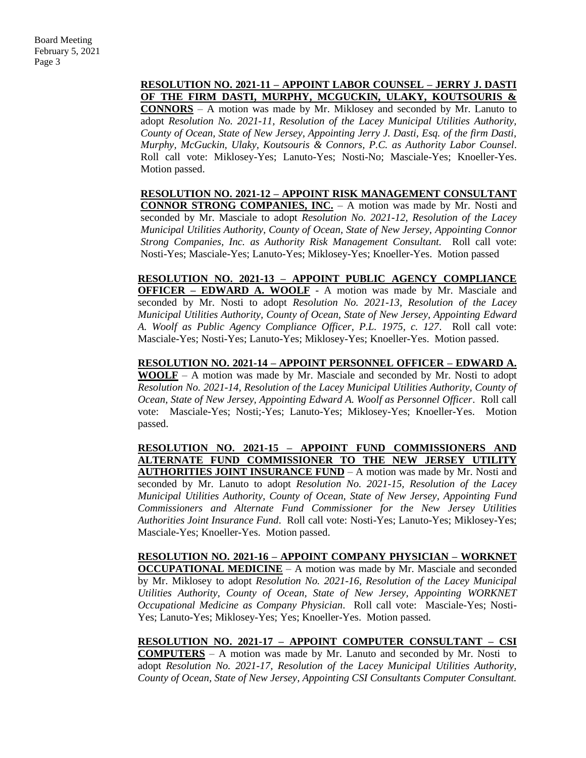**RESOLUTION NO. 2021-11 – APPOINT LABOR COUNSEL – JERRY J. DASTI OF THE FIRM DASTI, MURPHY, MCGUCKIN, ULAKY, KOUTSOURIS & CONNORS** – A motion was made by Mr. Miklosey and seconded by Mr. Lanuto to adopt *Resolution No. 2021-11, Resolution of the Lacey Municipal Utilities Authority, County of Ocean, State of New Jersey, Appointing Jerry J. Dasti, Esq. of the firm Dasti, Murphy, McGuckin, Ulaky, Koutsouris & Connors, P.C. as Authority Labor Counsel*. Roll call vote: Miklosey-Yes; Lanuto-Yes; Nosti-No; Masciale-Yes; Knoeller-Yes. Motion passed.

**RESOLUTION NO. 2021-12 – APPOINT RISK MANAGEMENT CONSULTANT CONNOR STRONG COMPANIES, INC.** – A motion was made by Mr. Nosti and seconded by Mr. Masciale to adopt *Resolution No. 2021-12, Resolution of the Lacey Municipal Utilities Authority, County of Ocean, State of New Jersey, Appointing Connor Strong Companies, Inc. as Authority Risk Management Consultant.* Roll call vote: Nosti-Yes; Masciale-Yes; Lanuto-Yes; Miklosey-Yes; Knoeller-Yes. Motion passed

**RESOLUTION NO. 2021-13 – APPOINT PUBLIC AGENCY COMPLIANCE OFFICER – EDWARD A. WOOLF** - A motion was made by Mr. Masciale and seconded by Mr. Nosti to adopt *Resolution No. 2021-13, Resolution of the Lacey Municipal Utilities Authority, County of Ocean, State of New Jersey, Appointing Edward A. Woolf as Public Agency Compliance Officer, P.L. 1975, c. 127*. Roll call vote: Masciale-Yes; Nosti-Yes; Lanuto-Yes; Miklosey-Yes; Knoeller-Yes. Motion passed.

**RESOLUTION NO. 2021-14 – APPOINT PERSONNEL OFFICER – EDWARD A. WOOLF** – A motion was made by Mr. Masciale and seconded by Mr. Nosti to adopt *Resolution No. 2021-14, Resolution of the Lacey Municipal Utilities Authority, County of Ocean, State of New Jersey, Appointing Edward A. Woolf as Personnel Officer*. Roll call vote: Masciale-Yes; Nosti;-Yes; Lanuto-Yes; Miklosey-Yes; Knoeller-Yes. Motion passed.

**RESOLUTION NO. 2021-15 – APPOINT FUND COMMISSIONERS AND ALTERNATE FUND COMMISSIONER TO THE NEW JERSEY UTILITY AUTHORITIES JOINT INSURANCE FUND** – A motion was made by Mr. Nosti and seconded by Mr. Lanuto to adopt *Resolution No. 2021-15, Resolution of the Lacey Municipal Utilities Authority, County of Ocean, State of New Jersey, Appointing Fund Commissioners and Alternate Fund Commissioner for the New Jersey Utilities Authorities Joint Insurance Fund*. Roll call vote: Nosti-Yes; Lanuto-Yes; Miklosey-Yes; Masciale-Yes; Knoeller-Yes. Motion passed.

**RESOLUTION NO. 2021-16 – APPOINT COMPANY PHYSICIAN – WORKNET OCCUPATIONAL MEDICINE** – A motion was made by Mr. Masciale and seconded by Mr. Miklosey to adopt *Resolution No. 2021-16, Resolution of the Lacey Municipal Utilities Authority, County of Ocean, State of New Jersey, Appointing WORKNET Occupational Medicine as Company Physician*. Roll call vote: Masciale-Yes; Nosti-Yes; Lanuto-Yes; Miklosey-Yes; Yes; Knoeller-Yes. Motion passed.

**RESOLUTION NO. 2021-17 – APPOINT COMPUTER CONSULTANT – CSI COMPUTERS** – A motion was made by Mr. Lanuto and seconded by Mr. Nosti to adopt *Resolution No. 2021-17, Resolution of the Lacey Municipal Utilities Authority, County of Ocean, State of New Jersey, Appointing CSI Consultants Computer Consultant.*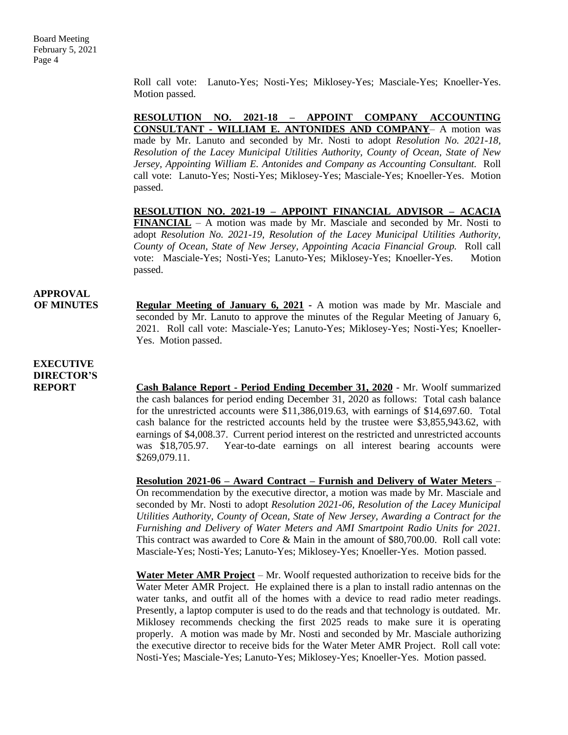Roll call vote: Lanuto-Yes; Nosti-Yes; Miklosey-Yes; Masciale-Yes; Knoeller-Yes. Motion passed.

**RESOLUTION NO. 2021-18 – APPOINT COMPANY ACCOUNTING CONSULTANT - WILLIAM E. ANTONIDES AND COMPANY**– A motion was made by Mr. Lanuto and seconded by Mr. Nosti to adopt *Resolution No. 2021-18, Resolution of the Lacey Municipal Utilities Authority, County of Ocean, State of New Jersey, Appointing William E. Antonides and Company as Accounting Consultant.* Roll call vote: Lanuto-Yes; Nosti-Yes; Miklosey-Yes; Masciale-Yes; Knoeller-Yes. Motion passed.

**RESOLUTION NO. 2021-19 – APPOINT FINANCIAL ADVISOR – ACACIA FINANCIAL** – A motion was made by Mr. Masciale and seconded by Mr. Nosti to adopt *Resolution No. 2021-19, Resolution of the Lacey Municipal Utilities Authority, County of Ocean, State of New Jersey, Appointing Acacia Financial Group.* Roll call vote: Masciale-Yes; Nosti-Yes; Lanuto-Yes; Miklosey-Yes; Knoeller-Yes. Motion passed.

**APPROVAL OF MINUTES**

**Regular Meeting of January 6, 2021** - A motion was made by Mr. Masciale and seconded by Mr. Lanuto to approve the minutes of the Regular Meeting of January 6, 2021. Roll call vote: Masciale-Yes; Lanuto-Yes; Miklosey-Yes; Nosti-Yes; Knoeller-Yes. Motion passed.

**EXECUTIVE DIRECTOR'S REPORT**

**Cash Balance Report - Period Ending December 31, 2020** - Mr. Woolf summarized the cash balances for period ending December 31, 2020 as follows: Total cash balance for the unrestricted accounts were $11,386,019.63, with earnings of $14,697.60. Total cash balance for the restricted accounts held by the trustee were $3,855,943.62, with earnings of $4,008.37. Current period interest on the restricted and unrestricted accounts was $18,705.97. Year-to-date earnings on all interest bearing accounts were $269,079.11.

**Resolution 2021-06 – Award Contract – Furnish and Delivery of Water Meters** – On recommendation by the executive director, a motion was made by Mr. Masciale and seconded by Mr. Nosti to adopt *Resolution 2021-06, Resolution of the Lacey Municipal Utilities Authority, County of Ocean, State of New Jersey, Awarding a Contract for the Furnishing and Delivery of Water Meters and AMI Smartpoint Radio Units for 2021.* This contract was awarded to Core & Main in the amount of $80,700.00. Roll call vote: Masciale-Yes; Nosti-Yes; Lanuto-Yes; Miklosey-Yes; Knoeller-Yes. Motion passed.

**Water Meter AMR Project** – Mr. Woolf requested authorization to receive bids for the Water Meter AMR Project. He explained there is a plan to install radio antennas on the water tanks, and outfit all of the homes with a device to read radio meter readings. Presently, a laptop computer is used to do the reads and that technology is outdated. Mr. Miklosey recommends checking the first 2025 reads to make sure it is operating properly. A motion was made by Mr. Nosti and seconded by Mr. Masciale authorizing the executive director to receive bids for the Water Meter AMR Project. Roll call vote: Nosti-Yes; Masciale-Yes; Lanuto-Yes; Miklosey-Yes; Knoeller-Yes. Motion passed.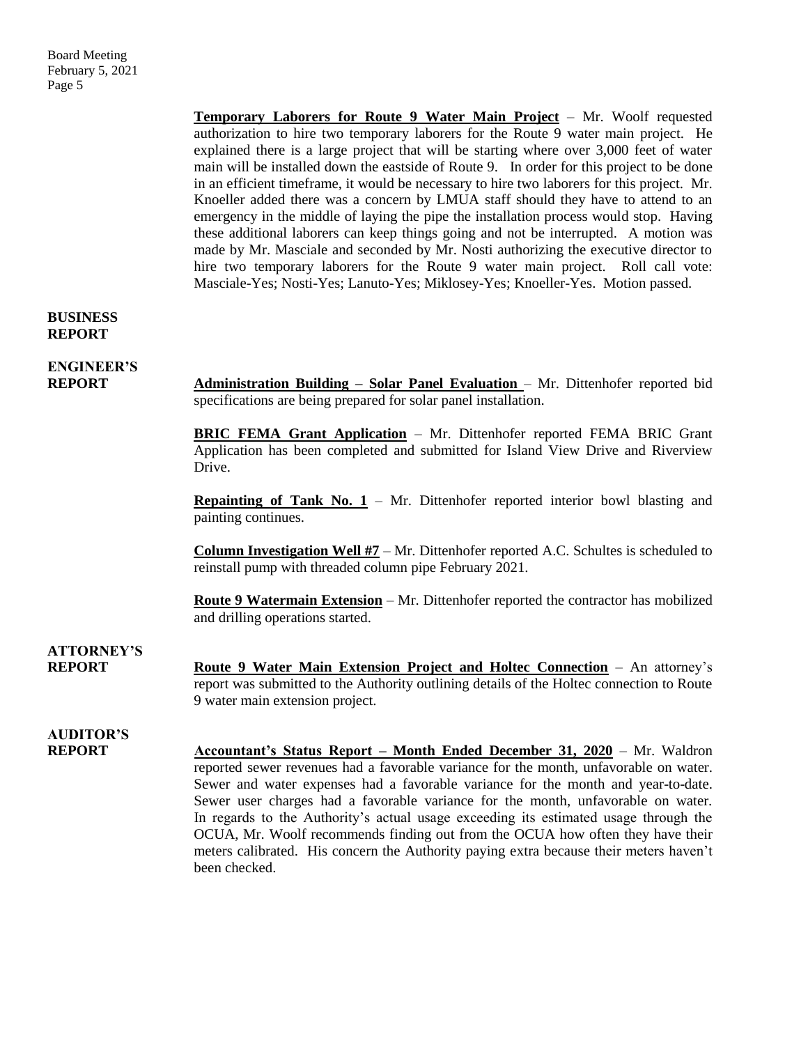**Temporary Laborers for Route 9 Water Main Project** – Mr. Woolf requested authorization to hire two temporary laborers for the Route 9 water main project. He explained there is a large project that will be starting where over 3,000 feet of water main will be installed down the eastside of Route 9. In order for this project to be done in an efficient timeframe, it would be necessary to hire two laborers for this project. Mr. Knoeller added there was a concern by LMUA staff should they have to attend to an emergency in the middle of laying the pipe the installation process would stop. Having these additional laborers can keep things going and not be interrupted. A motion was made by Mr. Masciale and seconded by Mr. Nosti authorizing the executive director to hire two temporary laborers for the Route 9 water main project. Roll call vote: Masciale-Yes; Nosti-Yes; Lanuto-Yes; Miklosey-Yes; Knoeller-Yes. Motion passed.

**BUSINESS REPORT**

**ENGINEER'S REPORT**

**Administration Building – Solar Panel Evaluation** – Mr. Dittenhofer reported bid specifications are being prepared for solar panel installation.

**BRIC FEMA Grant Application** – Mr. Dittenhofer reported FEMA BRIC Grant Application has been completed and submitted for Island View Drive and Riverview Drive.

**Repainting of Tank No. 1** – Mr. Dittenhofer reported interior bowl blasting and painting continues.

**Column Investigation Well #7** – Mr. Dittenhofer reported A.C. Schultes is scheduled to reinstall pump with threaded column pipe February 2021.

**Route 9 Watermain Extension** – Mr. Dittenhofer reported the contractor has mobilized and drilling operations started.

**ATTORNEY'S REPORT**

**Route 9 Water Main Extension Project and Holtec Connection** – An attorney's report was submitted to the Authority outlining details of the Holtec connection to Route 9 water main extension project.

**AUDITOR'S REPORT**

**Accountant's Status Report – Month Ended December 31, 2020** – Mr. Waldron reported sewer revenues had a favorable variance for the month, unfavorable on water. Sewer and water expenses had a favorable variance for the month and year-to-date. Sewer user charges had a favorable variance for the month, unfavorable on water. In regards to the Authority's actual usage exceeding its estimated usage through the OCUA, Mr. Woolf recommends finding out from the OCUA how often they have their meters calibrated. His concern the Authority paying extra because their meters haven't been checked.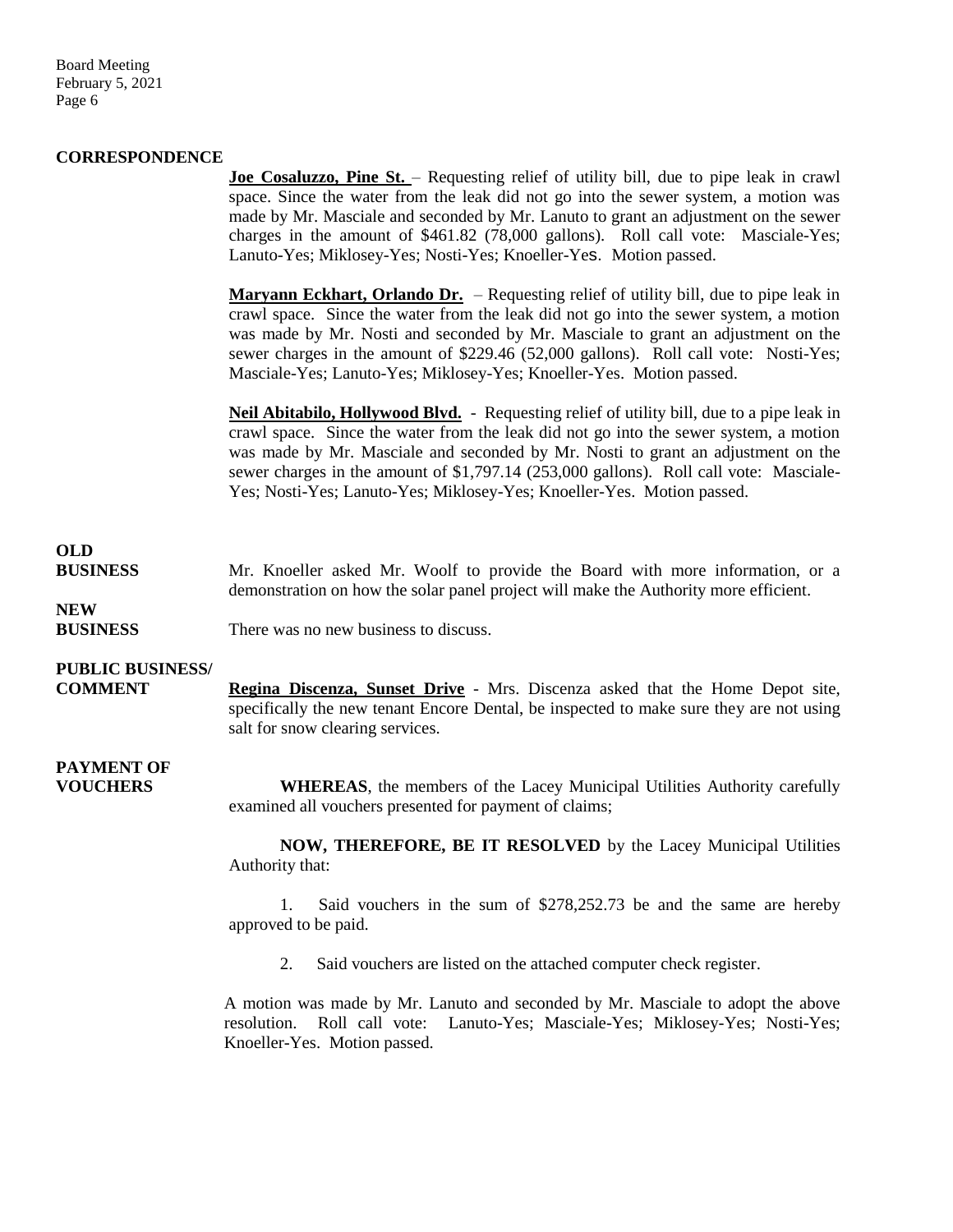**CORRESPONDENCE**

**Joe Cosaluzzo, Pine St.** – Requesting relief of utility bill, due to pipe leak in crawl space. Since the water from the leak did not go into the sewer system, a motion was made by Mr. Masciale and seconded by Mr. Lanuto to grant an adjustment on the sewer charges in the amount of $461.82 (78,000 gallons). Roll call vote: Masciale-Yes; Lanuto-Yes; Miklosey-Yes; Nosti-Yes; Knoeller-Yes. Motion passed.

**Maryann Eckhart, Orlando Dr.** – Requesting relief of utility bill, due to pipe leak in crawl space. Since the water from the leak did not go into the sewer system, a motion was made by Mr. Nosti and seconded by Mr. Masciale to grant an adjustment on the sewer charges in the amount of $229.46 (52,000 gallons). Roll call vote: Nosti-Yes; Masciale-Yes; Lanuto-Yes; Miklosey-Yes; Knoeller-Yes. Motion passed.

**Neil Abitabilo, Hollywood Blvd.** - Requesting relief of utility bill, due to a pipe leak in crawl space. Since the water from the leak did not go into the sewer system, a motion was made by Mr. Masciale and seconded by Mr. Nosti to grant an adjustment on the sewer charges in the amount of $1,797.14 (253,000 gallons). Roll call vote: Masciale-Yes; Nosti-Yes; Lanuto-Yes; Miklosey-Yes; Knoeller-Yes. Motion passed.

**OLD BUSINESS**

Mr. Knoeller asked Mr. Woolf to provide the Board with more information, or a demonstration on how the solar panel project will make the Authority more efficient.

**NEW BUSINESS**

There was no new business to discuss.

**PUBLIC BUSINESS/ COMMENT**

**Regina Discenza, Sunset Drive** - Mrs. Discenza asked that the Home Depot site, specifically the new tenant Encore Dental, be inspected to make sure they are not using salt for snow clearing services.

**PAYMENT OF VOUCHERS**

**WHEREAS**, the members of the Lacey Municipal Utilities Authority carefully examined all vouchers presented for payment of claims;

**NOW, THEREFORE, BE IT RESOLVED** by the Lacey Municipal Utilities Authority that:

1. Said vouchers in the sum of $278,252.73 be and the same are hereby approved to be paid.

2. Said vouchers are listed on the attached computer check register.

A motion was made by Mr. Lanuto and seconded by Mr. Masciale to adopt the above resolution. Roll call vote: Lanuto-Yes; Masciale-Yes; Miklosey-Yes; Nosti-Yes; Knoeller-Yes. Motion passed.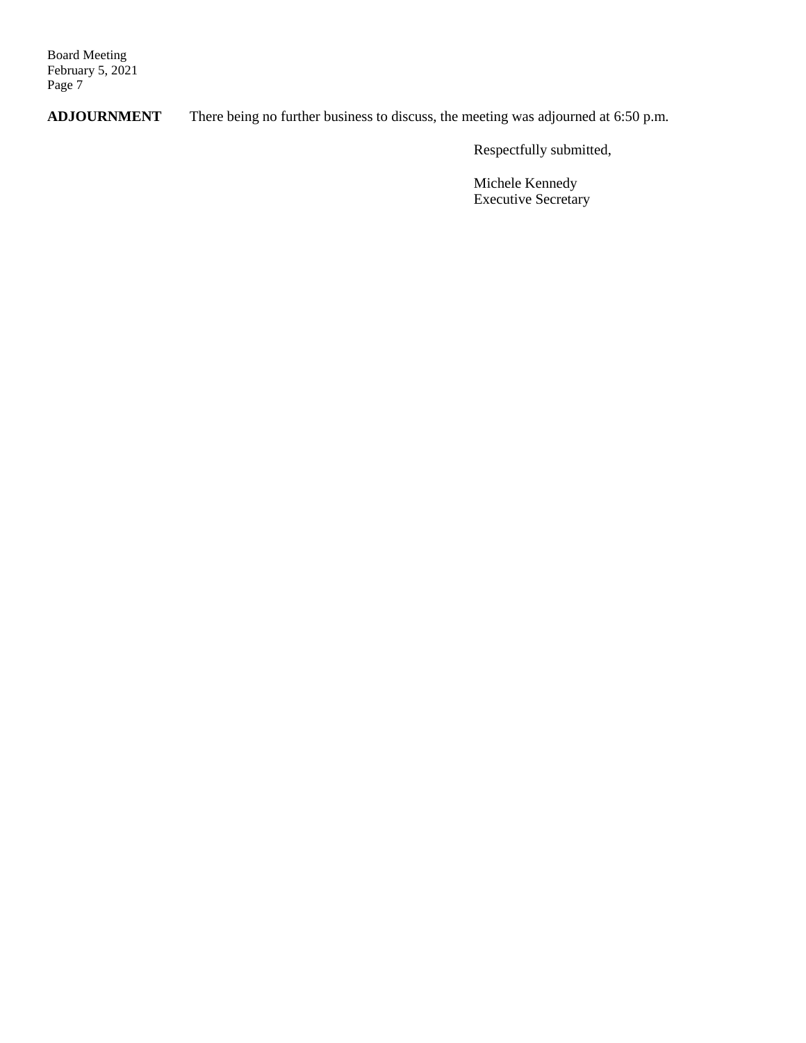**ADJOURNMENT** There being no further business to discuss, the meeting was adjourned at 6:50 p.m.

Respectfully submitted,

Michele Kennedy
Executive Secretary